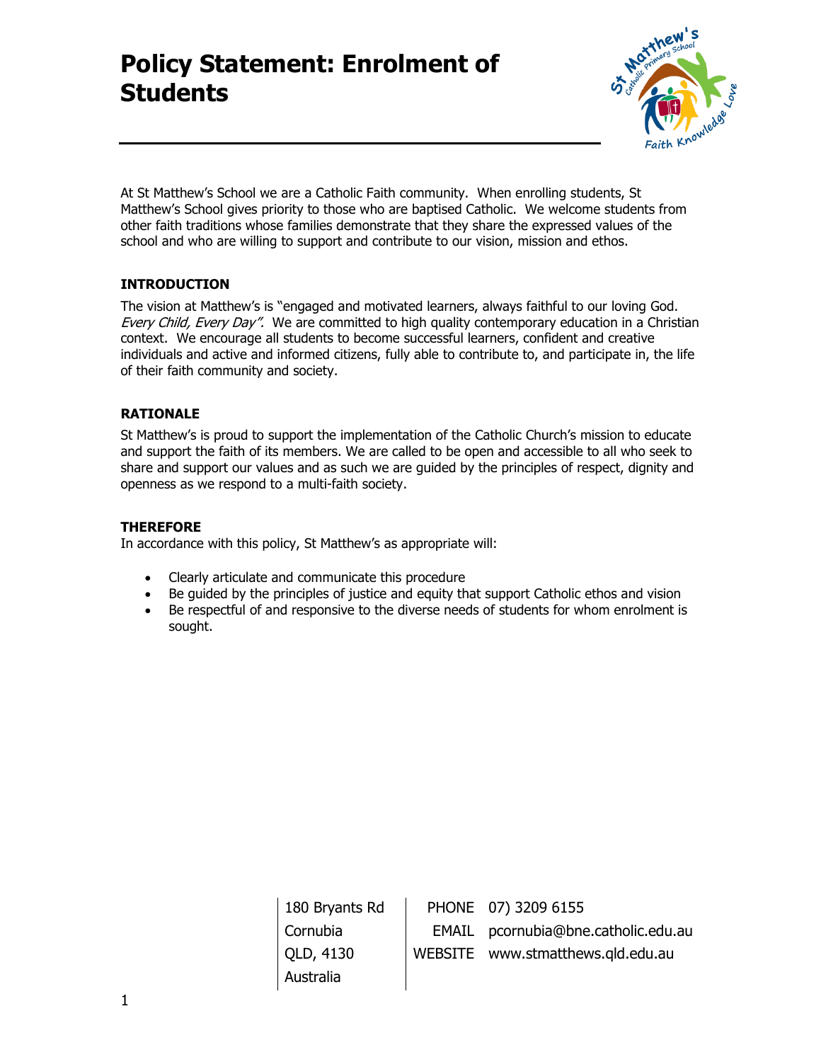# Policy Statement: Enrolment of Students

At St Matthew's School we are a Catholic Faith community. When enrolling students, St Matthew's School gives priority to those who are baptised Catholic. We welcome students from other faith traditions whose families demonstrate that they share the expressed values of the school and who are willing to support and contribute to our vision, mission and ethos.

## INTRODUCTION

The vision at Matthew's is "engaged and motivated learners, always faithful to our loving God. *Every Child, Every Day".* We are committed to high quality contemporary education in a Christian context. We encourage all students to become successful learners, confident and creative individuals and active and informed citizens, fully able to contribute to, and participate in, the life of their faith community and society.

## RATIONALE

St Matthew's is proud to support the implementation of the Catholic Church's mission to educate and support the faith of its members. We are called to be open and accessible to all who seek to share and support our values and as such we are guided by the principles of respect, dignity and openness as we respond to a multi-faith society.

## THEREFORE

In accordance with this policy, St Matthew's as appropriate will:

- Clearly articulate and communicate this procedure
- Be guided by the principles of justice and equity that support Catholic ethos and vision
- Be respectful of and responsive to the diverse needs of students for whom enrolment is sought.

| | | |
|---|---|---|
| 180 Bryants Rd | PHONE | 07) 3209 6155 |
| Cornubia | EMAIL | pcornubia@bne.catholic.edu.au |
| QLD, 4130 | WEBSITE | www.stmatthews.qld.edu.au |
| Australia | | |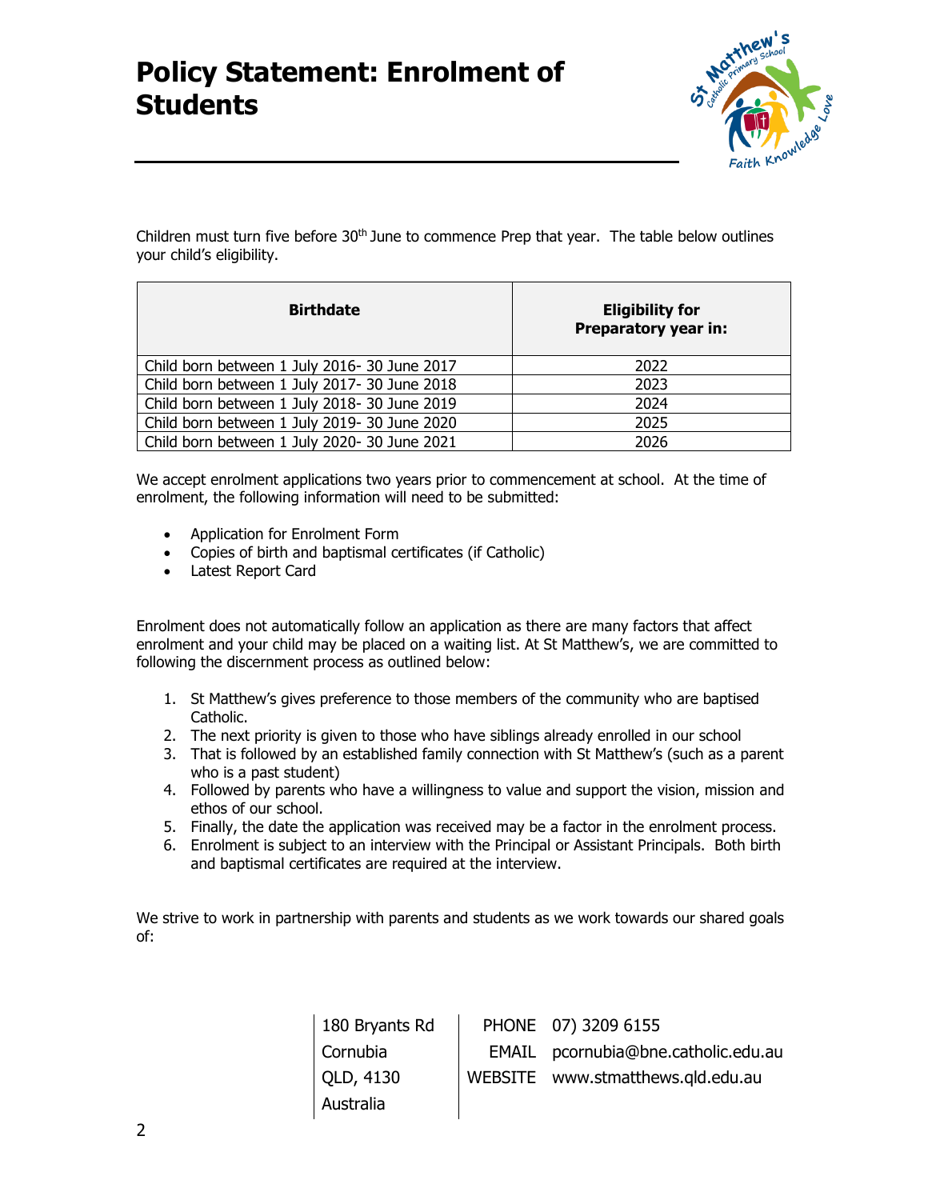# Policy Statement: Enrolment of Students

Children must turn five before 30th June to commence Prep that year. The table below outlines your child's eligibility.

| Birthdate | Eligibility for Preparatory year in: |
| --- | --- |
| Child born between 1 July 2016- 30 June 2017 | 2022 |
| Child born between 1 July 2017- 30 June 2018 | 2023 |
| Child born between 1 July 2018- 30 June 2019 | 2024 |
| Child born between 1 July 2019- 30 June 2020 | 2025 |
| Child born between 1 July 2020- 30 June 2021 | 2026 |

We accept enrolment applications two years prior to commencement at school. At the time of enrolment, the following information will need to be submitted:

- Application for Enrolment Form
- Copies of birth and baptismal certificates (if Catholic)
- Latest Report Card

Enrolment does not automatically follow an application as there are many factors that affect enrolment and your child may be placed on a waiting list. At St Matthew's, we are committed to following the discernment process as outlined below:

1. St Matthew's gives preference to those members of the community who are baptised Catholic.
2. The next priority is given to those who have siblings already enrolled in our school
3. That is followed by an established family connection with St Matthew's (such as a parent who is a past student)
4. Followed by parents who have a willingness to value and support the vision, mission and ethos of our school.
5. Finally, the date the application was received may be a factor in the enrolment process.
6. Enrolment is subject to an interview with the Principal or Assistant Principals. Both birth and baptismal certificates are required at the interview.

We strive to work in partnership with parents and students as we work towards our shared goals of:

| | | |
| --- | --- | --- |
| 180 Bryants Rd | PHONE | 07) 3209 6155 |
| Cornubia | EMAIL | pcornubia@bne.catholic.edu.au |
| QLD, 4130 | WEBSITE | www.stmatthews.qld.edu.au |
| Australia | | |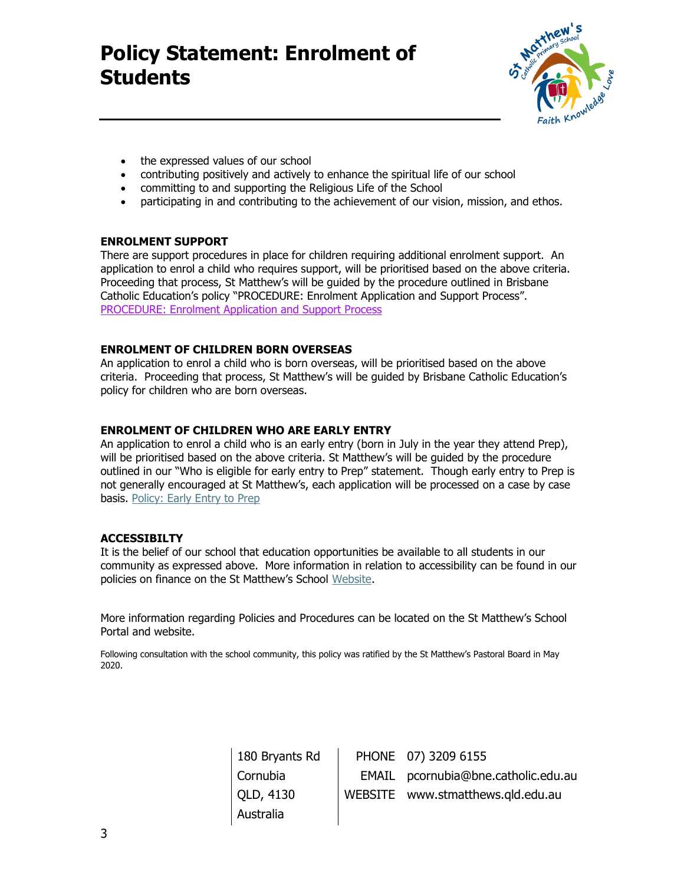- the expressed values of our school
- contributing positively and actively to enhance the spiritual life of our school
- committing to and supporting the Religious Life of the School
- participating in and contributing to the achievement of our vision, mission, and ethos.

**ENROLMENT SUPPORT**

There are support procedures in place for children requiring additional enrolment support. An application to enrol a child who requires support, will be prioritised based on the above criteria. Proceeding that process, St Matthew's will be guided by the procedure outlined in Brisbane Catholic Education's policy "PROCEDURE: Enrolment Application and Support Process".
PROCEDURE: Enrolment Application and Support Process

**ENROLMENT OF CHILDREN BORN OVERSEAS**

An application to enrol a child who is born overseas, will be prioritised based on the above criteria. Proceeding that process, St Matthew's will be guided by Brisbane Catholic Education's policy for children who are born overseas.

**ENROLMENT OF CHILDREN WHO ARE EARLY ENTRY**

An application to enrol a child who is an early entry (born in July in the year they attend Prep), will be prioritised based on the above criteria. St Matthew's will be guided by the procedure outlined in our "Who is eligible for early entry to Prep" statement. Though early entry to Prep is not generally encouraged at St Matthew's, each application will be processed on a case by case basis. Policy: Early Entry to Prep

**ACCESSIBILTY**

It is the belief of our school that education opportunities be available to all students in our community as expressed above. More information in relation to accessibility can be found in our policies on finance on the St Matthew's School Website.

More information regarding Policies and Procedures can be located on the St Matthew's School Portal and website.

Following consultation with the school community, this policy was ratified by the St Matthew's Pastoral Board in May 2020.

| | | | |
|---|---|---|---|
| 180 Bryants Rd | | PHONE | 07) 3209 6155 |
| Cornubia | | EMAIL | pcornubia@bne.catholic.edu.au |
| QLD, 4130 | | WEBSITE | www.stmatthews.qld.edu.au |
| Australia | | | |